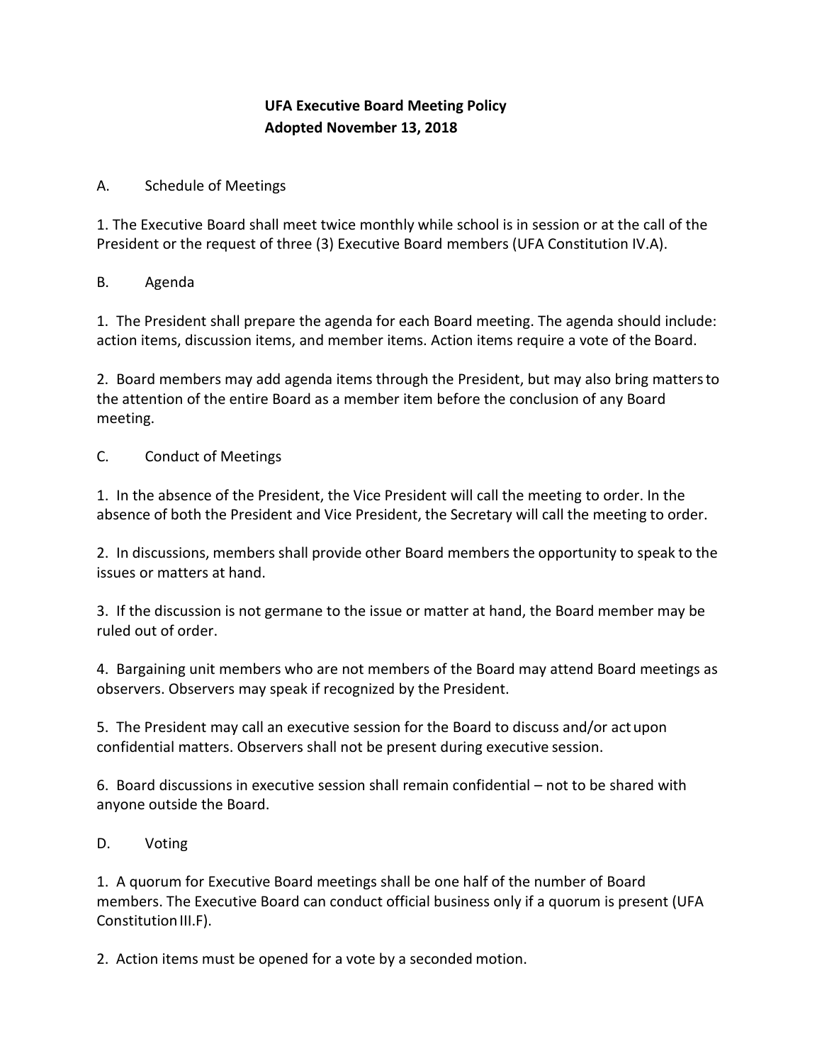# UFA Executive Board Meeting Policy
## Adopted November 13, 2018

### A. Schedule of Meetings

1. The Executive Board shall meet twice monthly while school is in session or at the call of the President or the request of three (3) Executive Board members (UFA Constitution IV.A).

### B. Agenda

1. The President shall prepare the agenda for each Board meeting. The agenda should include: action items, discussion items, and member items. Action items require a vote of the Board.

2. Board members may add agenda items through the President, but may also bring matters to the attention of the entire Board as a member item before the conclusion of any Board meeting.

### C. Conduct of Meetings

1. In the absence of the President, the Vice President will call the meeting to order. In the absence of both the President and Vice President, the Secretary will call the meeting to order.

2. In discussions, members shall provide other Board members the opportunity to speak to the issues or matters at hand.

3. If the discussion is not germane to the issue or matter at hand, the Board member may be ruled out of order.

4. Bargaining unit members who are not members of the Board may attend Board meetings as observers. Observers may speak if recognized by the President.

5. The President may call an executive session for the Board to discuss and/or act upon confidential matters. Observers shall not be present during executive session.

6. Board discussions in executive session shall remain confidential – not to be shared with anyone outside the Board.

### D. Voting

1. A quorum for Executive Board meetings shall be one half of the number of Board members. The Executive Board can conduct official business only if a quorum is present (UFA Constitution III.F).

2. Action items must be opened for a vote by a seconded motion.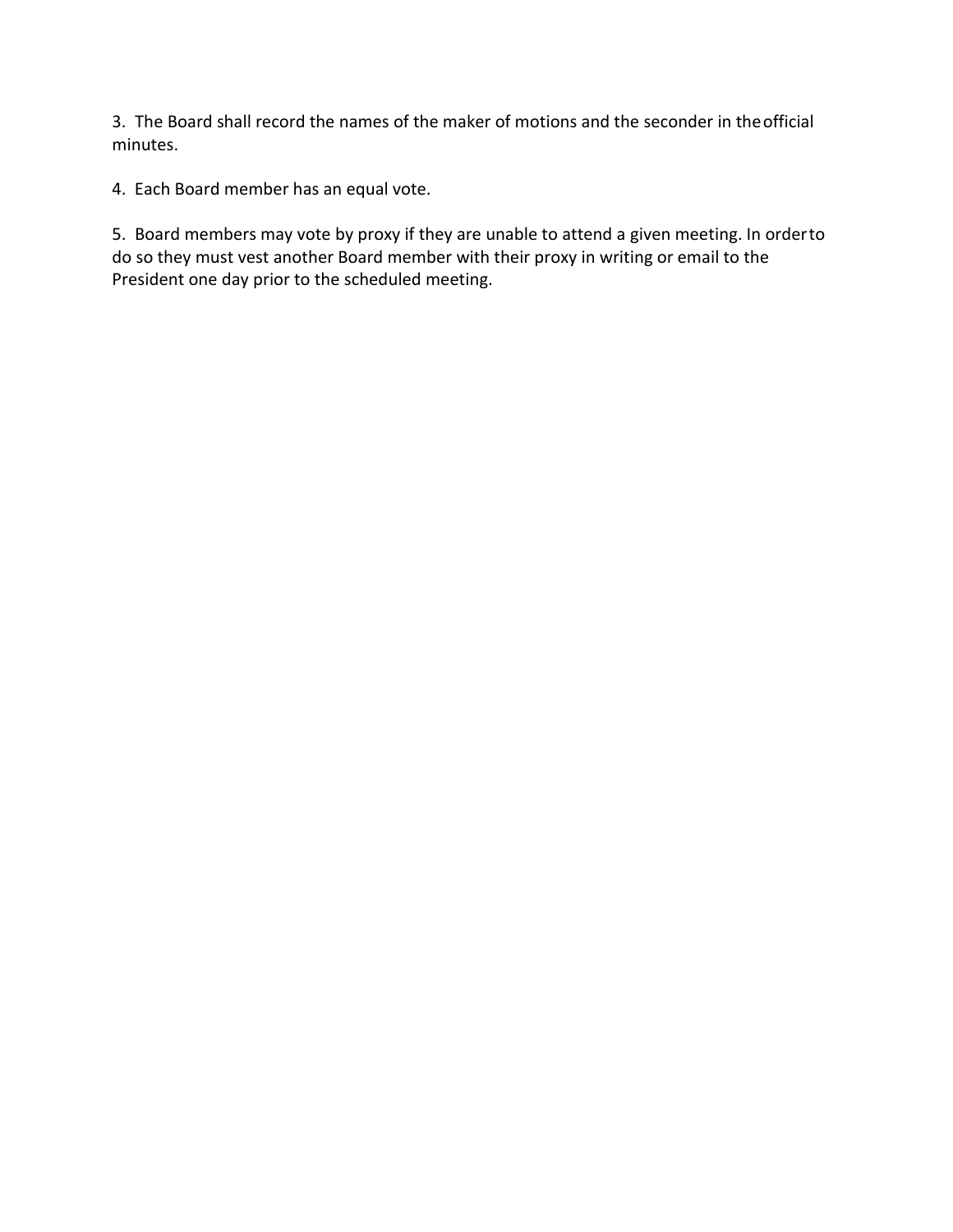3. The Board shall record the names of the maker of motions and the seconder in the official minutes.

4. Each Board member has an equal vote.

5. Board members may vote by proxy if they are unable to attend a given meeting. In order to do so they must vest another Board member with their proxy in writing or email to the President one day prior to the scheduled meeting.